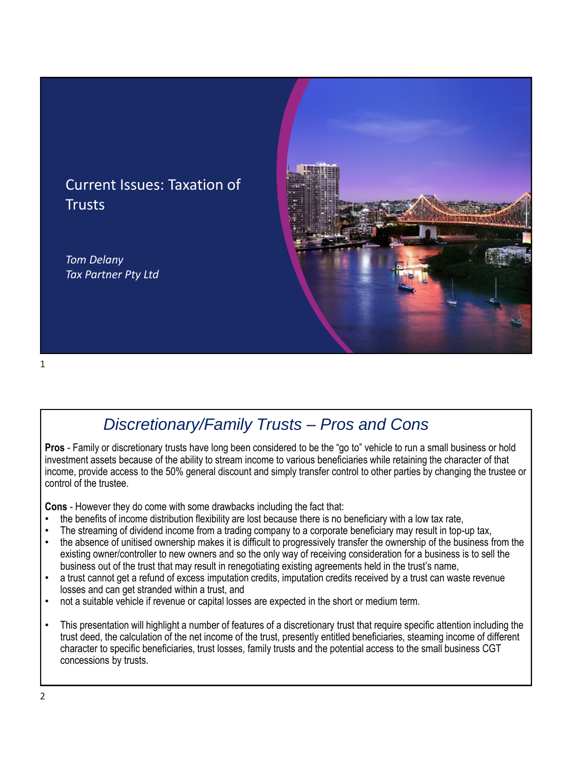# Current Issues: Taxation of Trusts

*Tom Delany*
*Tax Partner Pty Ltd*

## *Discretionary/Family Trusts – Pros and Cons*

**Pros** - Family or discretionary trusts have long been considered to be the "go to" vehicle to run a small business or hold investment assets because of the ability to stream income to various beneficiaries while retaining the character of that income, provide access to the 50% general discount and simply transfer control to other parties by changing the trustee or control of the trustee.

**Cons** - However they do come with some drawbacks including the fact that:

- the benefits of income distribution flexibility are lost because there is no beneficiary with a low tax rate,
- The streaming of dividend income from a trading company to a corporate beneficiary may result in top-up tax,
- the absence of unitised ownership makes it is difficult to progressively transfer the ownership of the business from the existing owner/controller to new owners and so the only way of receiving consideration for a business is to sell the business out of the trust that may result in renegotiating existing agreements held in the trust's name,
- a trust cannot get a refund of excess imputation credits, imputation credits received by a trust can waste revenue losses and can get stranded within a trust, and
- not a suitable vehicle if revenue or capital losses are expected in the short or medium term.

- This presentation will highlight a number of features of a discretionary trust that require specific attention including the trust deed, the calculation of the net income of the trust, presently entitled beneficiaries, steaming income of different character to specific beneficiaries, trust losses, family trusts and the potential access to the small business CGT concessions by trusts.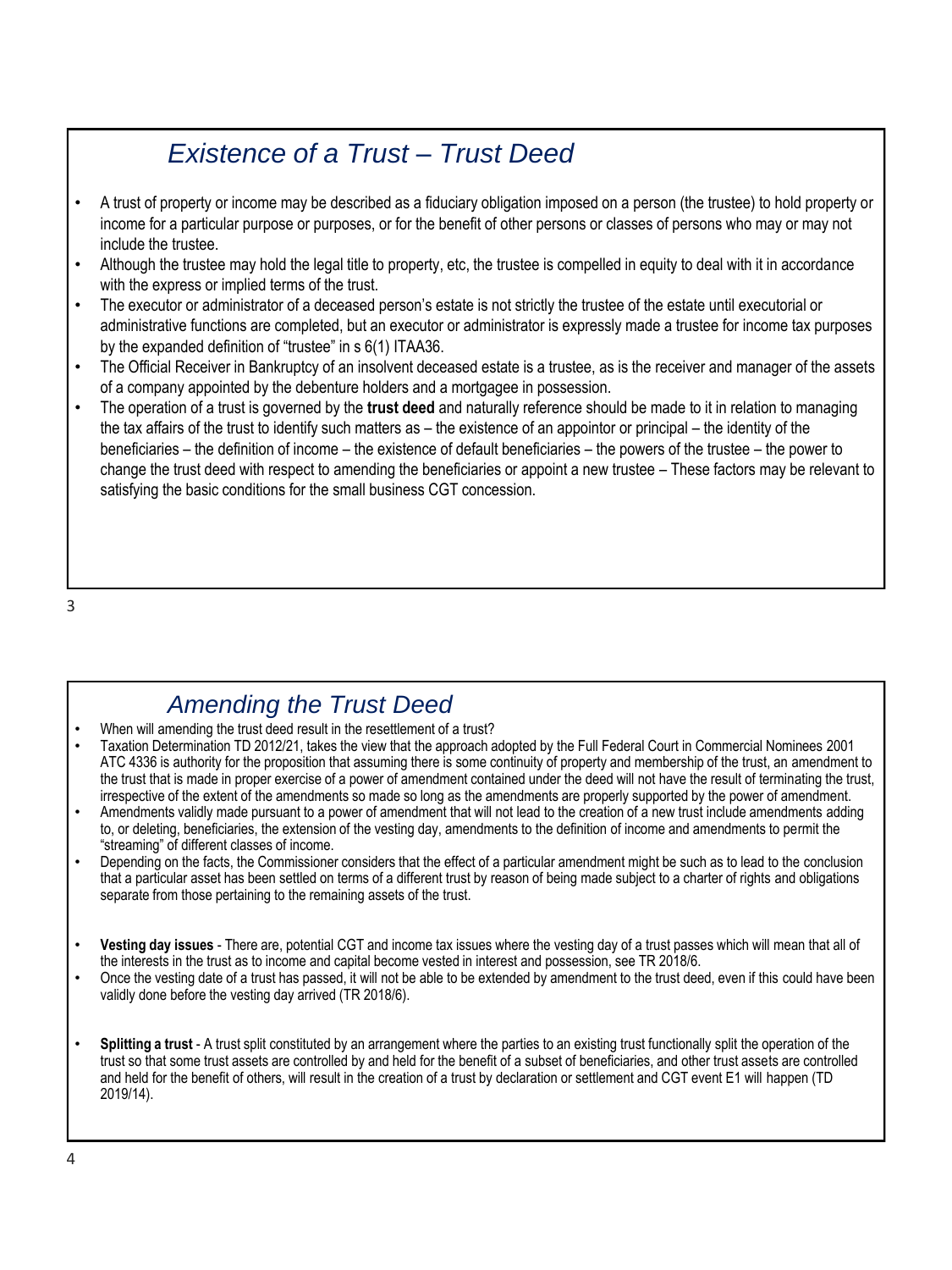## *Existence of a Trust – Trust Deed*

- A trust of property or income may be described as a fiduciary obligation imposed on a person (the trustee) to hold property or income for a particular purpose or purposes, or for the benefit of other persons or classes of persons who may or may not include the trustee.
- Although the trustee may hold the legal title to property, etc, the trustee is compelled in equity to deal with it in accordance with the express or implied terms of the trust.
- The executor or administrator of a deceased person's estate is not strictly the trustee of the estate until executorial or administrative functions are completed, but an executor or administrator is expressly made a trustee for income tax purposes by the expanded definition of "trustee" in s 6(1) ITAA36.
- The Official Receiver in Bankruptcy of an insolvent deceased estate is a trustee, as is the receiver and manager of the assets of a company appointed by the debenture holders and a mortgagee in possession.
- The operation of a trust is governed by the **trust deed** and naturally reference should be made to it in relation to managing the tax affairs of the trust to identify such matters as – the existence of an appointor or principal – the identity of the beneficiaries – the definition of income – the existence of default beneficiaries – the powers of the trustee – the power to change the trust deed with respect to amending the beneficiaries or appoint a new trustee – These factors may be relevant to satisfying the basic conditions for the small business CGT concession.

## *Amending the Trust Deed*

- When will amending the trust deed result in the resettlement of a trust?
- Taxation Determination TD 2012/21, takes the view that the approach adopted by the Full Federal Court in Commercial Nominees 2001 ATC 4336 is authority for the proposition that assuming there is some continuity of property and membership of the trust, an amendment to the trust that is made in proper exercise of a power of amendment contained under the deed will not have the result of terminating the trust, irrespective of the extent of the amendments so made so long as the amendments are properly supported by the power of amendment.
- Amendments validly made pursuant to a power of amendment that will not lead to the creation of a new trust include amendments adding to, or deleting, beneficiaries, the extension of the vesting day, amendments to the definition of income and amendments to permit the "streaming" of different classes of income.
- Depending on the facts, the Commissioner considers that the effect of a particular amendment might be such as to lead to the conclusion that a particular asset has been settled on terms of a different trust by reason of being made subject to a charter of rights and obligations separate from those pertaining to the remaining assets of the trust.

- **Vesting day issues** - There are, potential CGT and income tax issues where the vesting day of a trust passes which will mean that all of the interests in the trust as to income and capital become vested in interest and possession, see TR 2018/6.
- Once the vesting date of a trust has passed, it will not be able to be extended by amendment to the trust deed, even if this could have been validly done before the vesting day arrived (TR 2018/6).

- **Splitting a trust** - A trust split constituted by an arrangement where the parties to an existing trust functionally split the operation of the trust so that some trust assets are controlled by and held for the benefit of a subset of beneficiaries, and other trust assets are controlled and held for the benefit of others, will result in the creation of a trust by declaration or settlement and CGT event E1 will happen (TD 2019/14).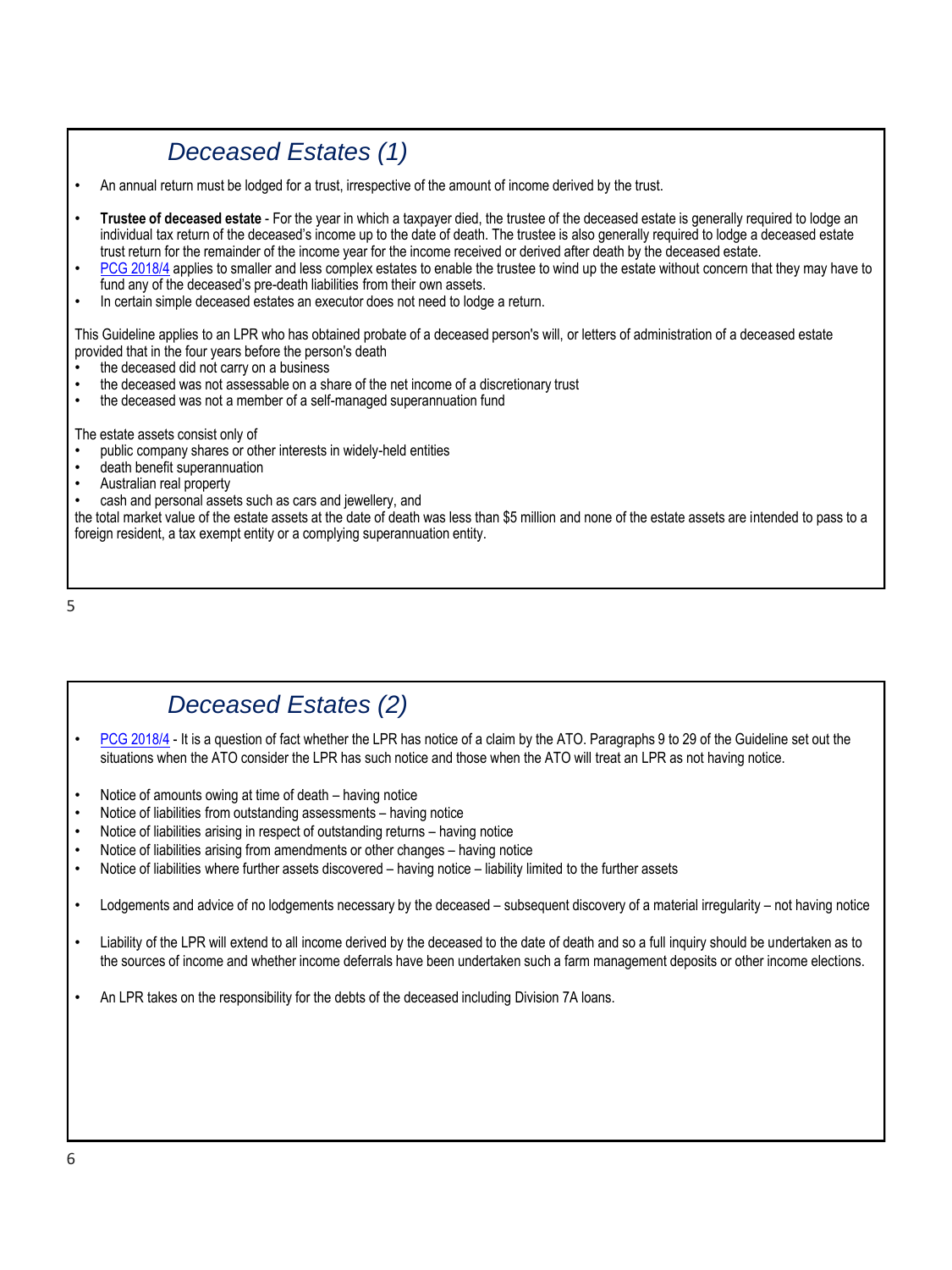## *Deceased Estates (1)*

- An annual return must be lodged for a trust, irrespective of the amount of income derived by the trust.
- **Trustee of deceased estate** - For the year in which a taxpayer died, the trustee of the deceased estate is generally required to lodge an individual tax return of the deceased's income up to the date of death. The trustee is also generally required to lodge a deceased estate trust return for the remainder of the income year for the income received or derived after death by the deceased estate.
- PCG 2018/4 applies to smaller and less complex estates to enable the trustee to wind up the estate without concern that they may have to fund any of the deceased's pre-death liabilities from their own assets.
- In certain simple deceased estates an executor does not need to lodge a return.

This Guideline applies to an LPR who has obtained probate of a deceased person's will, or letters of administration of a deceased estate provided that in the four years before the person's death

- the deceased did not carry on a business
- the deceased was not assessable on a share of the net income of a discretionary trust
- the deceased was not a member of a self-managed superannuation fund

The estate assets consist only of

- public company shares or other interests in widely-held entities
- death benefit superannuation
- Australian real property
- cash and personal assets such as cars and jewellery, and

the total market value of the estate assets at the date of death was less than $5 million and none of the estate assets are intended to pass to a foreign resident, a tax exempt entity or a complying superannuation entity.

## *Deceased Estates (2)*

- PCG 2018/4 - It is a question of fact whether the LPR has notice of a claim by the ATO. Paragraphs 9 to 29 of the Guideline set out the situations when the ATO consider the LPR has such notice and those when the ATO will treat an LPR as not having notice.

- Notice of amounts owing at time of death – having notice
- Notice of liabilities from outstanding assessments – having notice
- Notice of liabilities arising in respect of outstanding returns – having notice
- Notice of liabilities arising from amendments or other changes – having notice
- Notice of liabilities where further assets discovered – having notice – liability limited to the further assets

- Lodgements and advice of no lodgements necessary by the deceased – subsequent discovery of a material irregularity – not having notice

- Liability of the LPR will extend to all income derived by the deceased to the date of death and so a full inquiry should be undertaken as to the sources of income and whether income deferrals have been undertaken such a farm management deposits or other income elections.

- An LPR takes on the responsibility for the debts of the deceased including Division 7A loans.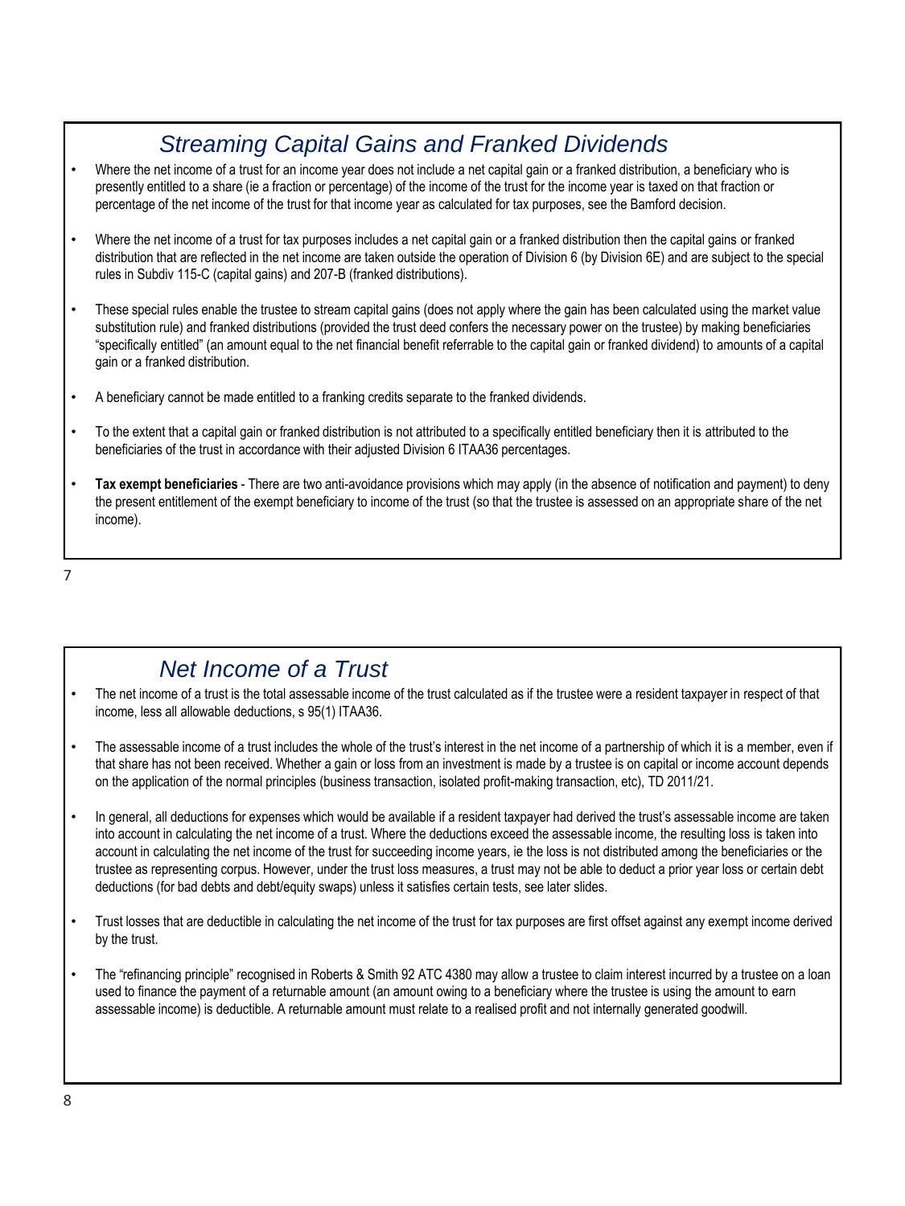## Streaming Capital Gains and Franked Dividends

- Where the net income of a trust for an income year does not include a net capital gain or a franked distribution, a beneficiary who is presently entitled to a share (ie a fraction or percentage) of the income of the trust for the income year is taxed on that fraction or percentage of the net income of the trust for that income year as calculated for tax purposes, see the Bamford decision.
- Where the net income of a trust for tax purposes includes a net capital gain or a franked distribution then the capital gains or franked distribution that are reflected in the net income are taken outside the operation of Division 6 (by Division 6E) and are subject to the special rules in Subdiv 115-C (capital gains) and 207-B (franked distributions).
- These special rules enable the trustee to stream capital gains (does not apply where the gain has been calculated using the market value substitution rule) and franked distributions (provided the trust deed confers the necessary power on the trustee) by making beneficiaries "specifically entitled" (an amount equal to the net financial benefit referrable to the capital gain or franked dividend) to amounts of a capital gain or a franked distribution.
- A beneficiary cannot be made entitled to a franking credits separate to the franked dividends.
- To the extent that a capital gain or franked distribution is not attributed to a specifically entitled beneficiary then it is attributed to the beneficiaries of the trust in accordance with their adjusted Division 6 ITAA36 percentages.
- **Tax exempt beneficiaries** - There are two anti-avoidance provisions which may apply (in the absence of notification and payment) to deny the present entitlement of the exempt beneficiary to income of the trust (so that the trustee is assessed on an appropriate share of the net income).

## Net Income of a Trust

- The net income of a trust is the total assessable income of the trust calculated as if the trustee were a resident taxpayer in respect of that income, less all allowable deductions, s 95(1) ITAA36.
- The assessable income of a trust includes the whole of the trust's interest in the net income of a partnership of which it is a member, even if that share has not been received. Whether a gain or loss from an investment is made by a trustee is on capital or income account depends on the application of the normal principles (business transaction, isolated profit-making transaction, etc), TD 2011/21.
- In general, all deductions for expenses which would be available if a resident taxpayer had derived the trust's assessable income are taken into account in calculating the net income of a trust. Where the deductions exceed the assessable income, the resulting loss is taken into account in calculating the net income of the trust for succeeding income years, ie the loss is not distributed among the beneficiaries or the trustee as representing corpus. However, under the trust loss measures, a trust may not be able to deduct a prior year loss or certain debt deductions (for bad debts and debt/equity swaps) unless it satisfies certain tests, see later slides.
- Trust losses that are deductible in calculating the net income of the trust for tax purposes are first offset against any exempt income derived by the trust.
- The "refinancing principle" recognised in Roberts & Smith 92 ATC 4380 may allow a trustee to claim interest incurred by a trustee on a loan used to finance the payment of a returnable amount (an amount owing to a beneficiary where the trustee is using the amount to earn assessable income) is deductible. A returnable amount must relate to a realised profit and not internally generated goodwill.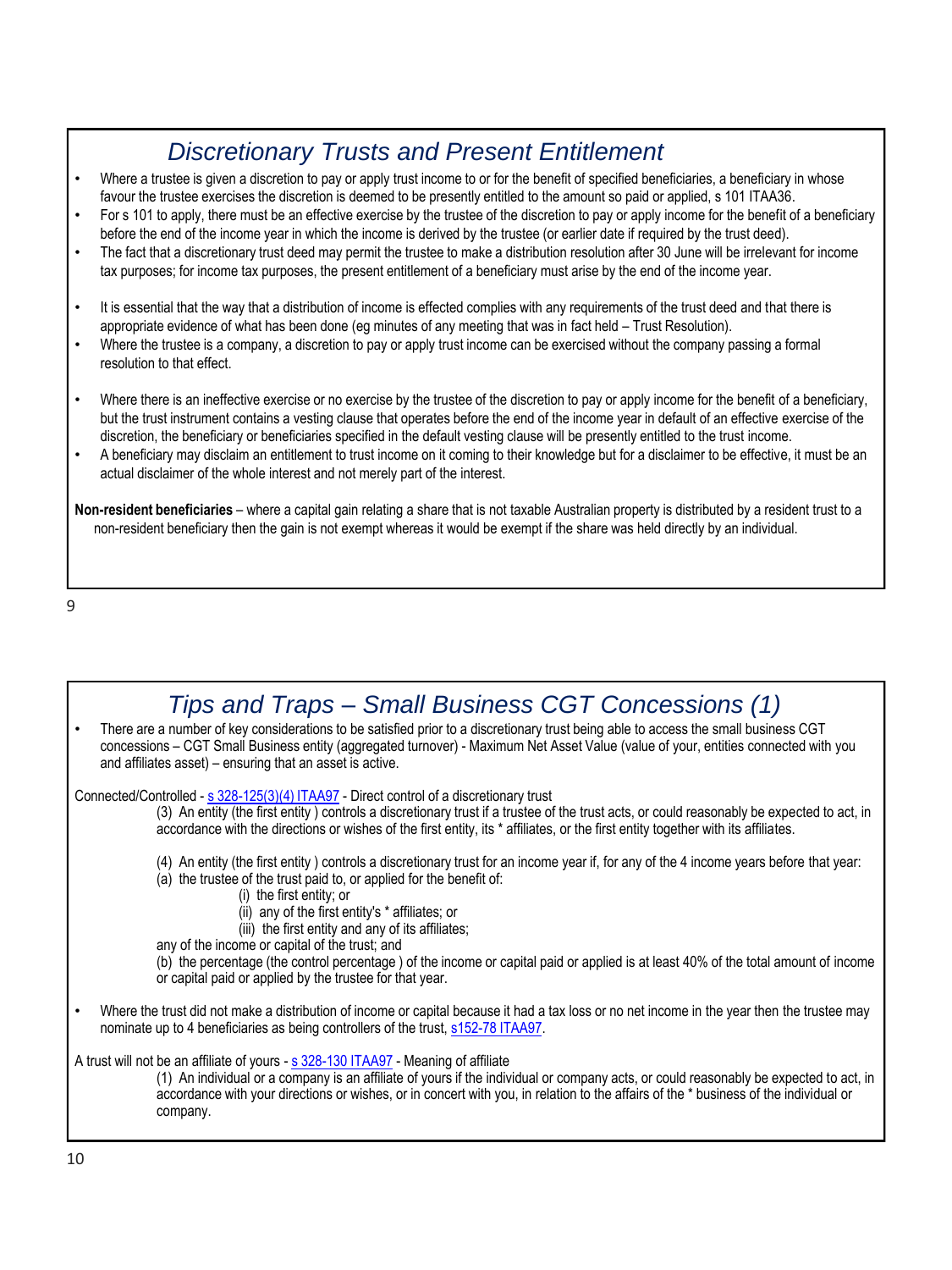## Discretionary Trusts and Present Entitlement

- Where a trustee is given a discretion to pay or apply trust income to or for the benefit of specified beneficiaries, a beneficiary in whose favour the trustee exercises the discretion is deemed to be presently entitled to the amount so paid or applied, s 101 ITAA36.
- For s 101 to apply, there must be an effective exercise by the trustee of the discretion to pay or apply income for the benefit of a beneficiary before the end of the income year in which the income is derived by the trustee (or earlier date if required by the trust deed).
- The fact that a discretionary trust deed may permit the trustee to make a distribution resolution after 30 June will be irrelevant for income tax purposes; for income tax purposes, the present entitlement of a beneficiary must arise by the end of the income year.
- It is essential that the way that a distribution of income is effected complies with any requirements of the trust deed and that there is appropriate evidence of what has been done (eg minutes of any meeting that was in fact held – Trust Resolution).
- Where the trustee is a company, a discretion to pay or apply trust income can be exercised without the company passing a formal resolution to that effect.
- Where there is an ineffective exercise or no exercise by the trustee of the discretion to pay or apply income for the benefit of a beneficiary, but the trust instrument contains a vesting clause that operates before the end of the income year in default of an effective exercise of the discretion, the beneficiary or beneficiaries specified in the default vesting clause will be presently entitled to the trust income.
- A beneficiary may disclaim an entitlement to trust income on it coming to their knowledge but for a disclaimer to be effective, it must be an actual disclaimer of the whole interest and not merely part of the interest.

**Non-resident beneficiaries** – where a capital gain relating a share that is not taxable Australian property is distributed by a resident trust to a non-resident beneficiary then the gain is not exempt whereas it would be exempt if the share was held directly by an individual.

## Tips and Traps – Small Business CGT Concessions (1)

- There are a number of key considerations to be satisfied prior to a discretionary trust being able to access the small business CGT concessions – CGT Small Business entity (aggregated turnover) - Maximum Net Asset Value (value of your, entities connected with you and affiliates asset) – ensuring that an asset is active.

Connected/Controlled - s 328-125(3)(4) ITAA97 - Direct control of a discretionary trust

> (3) An entity (the first entity ) controls a discretionary trust if a trustee of the trust acts, or could reasonably be expected to act, in accordance with the directions or wishes of the first entity, its * affiliates, or the first entity together with its affiliates.
>
> (4) An entity (the first entity ) controls a discretionary trust for an income year if, for any of the 4 income years before that year:
>
> (a) the trustee of the trust paid to, or applied for the benefit of:
>
> (i) the first entity; or
>
> (ii) any of the first entity's * affiliates; or
>
> (iii) the first entity and any of its affiliates;
>
> any of the income or capital of the trust; and
>
> (b) the percentage (the control percentage ) of the income or capital paid or applied is at least 40% of the total amount of income or capital paid or applied by the trustee for that year.

- Where the trust did not make a distribution of income or capital because it had a tax loss or no net income in the year then the trustee may nominate up to 4 beneficiaries as being controllers of the trust, s152-78 ITAA97.

A trust will not be an affiliate of yours - s 328-130 ITAA97 - Meaning of affiliate

> (1) An individual or a company is an affiliate of yours if the individual or company acts, or could reasonably be expected to act, in accordance with your directions or wishes, or in concert with you, in relation to the affairs of the * business of the individual or company.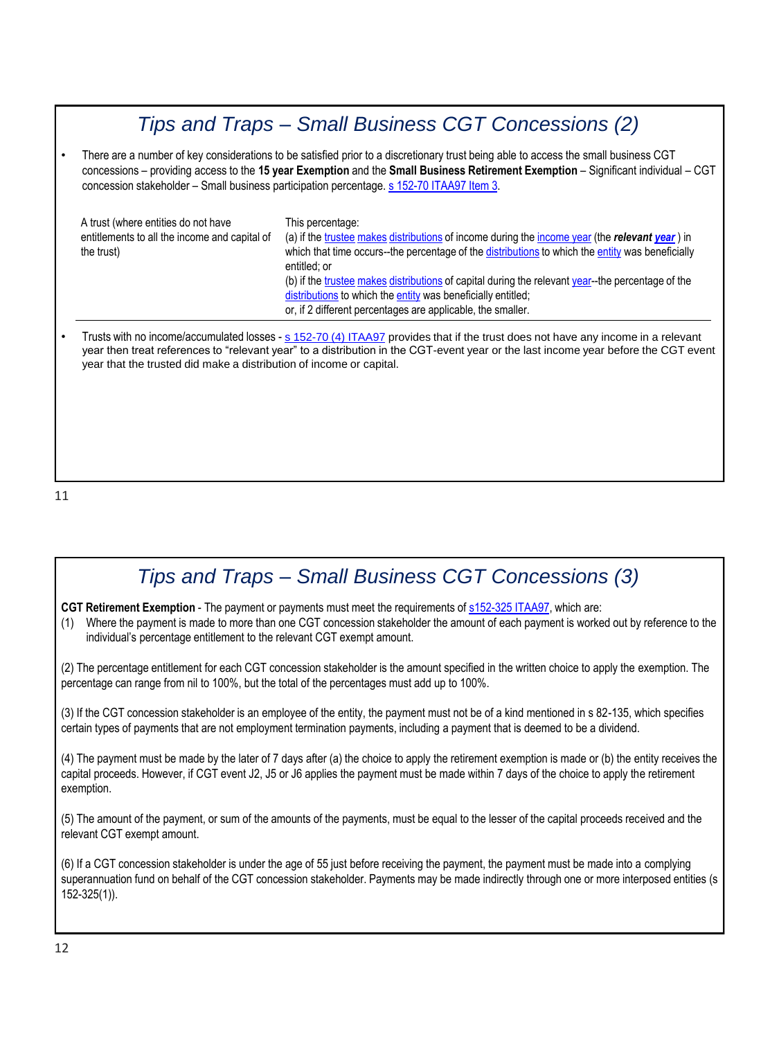## Tips and Traps – Small Business CGT Concessions (2)

- There are a number of key considerations to be satisfied prior to a discretionary trust being able to access the small business CGT concessions – providing access to the **15 year Exemption** and the **Small Business Retirement Exemption** – Significant individual – CGT concession stakeholder – Small business participation percentage. s 152-70 ITAA97 Item 3.

| A trust (where entities do not have entitlements to all the income and capital of the trust) | This percentage:<br>(a) if the trustee makes distributions of income during the income year (the ***relevant year***) in which that time occurs--the percentage of the distributions to which the entity was beneficially entitled; or<br>(b) if the trustee makes distributions of capital during the relevant year--the percentage of the distributions to which the entity was beneficially entitled;<br>or, if 2 different percentages are applicable, the smaller. |
|---|---|

- Trusts with no income/accumulated losses - s 152-70 (4) ITAA97 provides that if the trust does not have any income in a relevant year then treat references to "relevant year" to a distribution in the CGT-event year or the last income year before the CGT event year that the trusted did make a distribution of income or capital.

## Tips and Traps – Small Business CGT Concessions (3)

**CGT Retirement Exemption** - The payment or payments must meet the requirements of s152-325 ITAA97, which are:

(1) Where the payment is made to more than one CGT concession stakeholder the amount of each payment is worked out by reference to the individual's percentage entitlement to the relevant CGT exempt amount.

(2) The percentage entitlement for each CGT concession stakeholder is the amount specified in the written choice to apply the exemption. The percentage can range from nil to 100%, but the total of the percentages must add up to 100%.

(3) If the CGT concession stakeholder is an employee of the entity, the payment must not be of a kind mentioned in s 82-135, which specifies certain types of payments that are not employment termination payments, including a payment that is deemed to be a dividend.

(4) The payment must be made by the later of 7 days after (a) the choice to apply the retirement exemption is made or (b) the entity receives the capital proceeds. However, if CGT event J2, J5 or J6 applies the payment must be made within 7 days of the choice to apply the retirement exemption.

(5) The amount of the payment, or sum of the amounts of the payments, must be equal to the lesser of the capital proceeds received and the relevant CGT exempt amount.

(6) If a CGT concession stakeholder is under the age of 55 just before receiving the payment, the payment must be made into a complying superannuation fund on behalf of the CGT concession stakeholder. Payments may be made indirectly through one or more interposed entities (s 152-325(1)).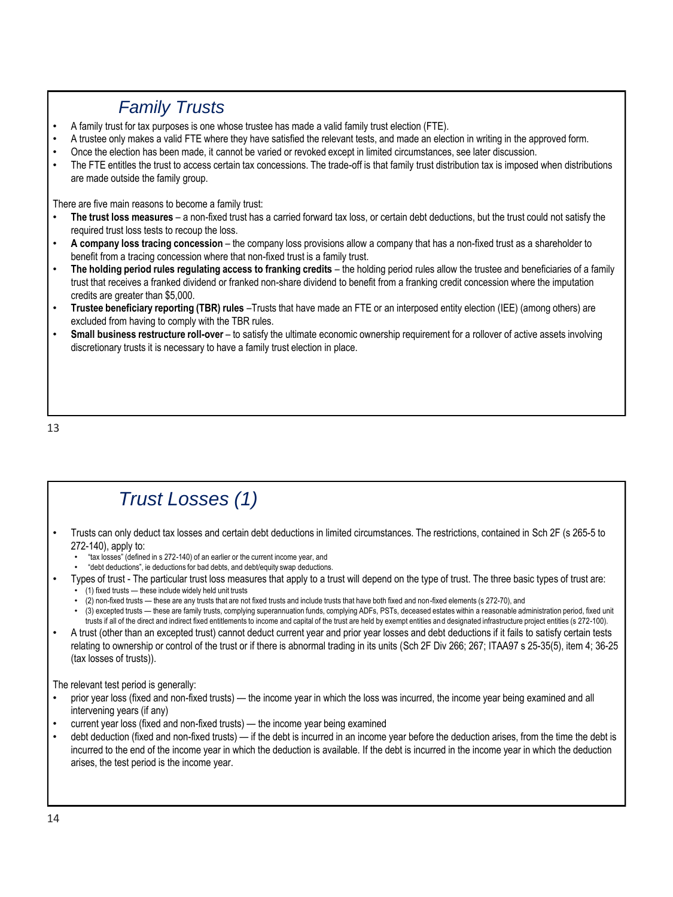## Family Trusts

- A family trust for tax purposes is one whose trustee has made a valid family trust election (FTE).
- A trustee only makes a valid FTE where they have satisfied the relevant tests, and made an election in writing in the approved form.
- Once the election has been made, it cannot be varied or revoked except in limited circumstances, see later discussion.
- The FTE entitles the trust to access certain tax concessions. The trade-off is that family trust distribution tax is imposed when distributions are made outside the family group.

There are five main reasons to become a family trust:

- **The trust loss measures** – a non-fixed trust has a carried forward tax loss, or certain debt deductions, but the trust could not satisfy the required trust loss tests to recoup the loss.
- **A company loss tracing concession** – the company loss provisions allow a company that has a non-fixed trust as a shareholder to benefit from a tracing concession where that non-fixed trust is a family trust.
- **The holding period rules regulating access to franking credits** – the holding period rules allow the trustee and beneficiaries of a family trust that receives a franked dividend or franked non-share dividend to benefit from a franking credit concession where the imputation credits are greater than $5,000.
- **Trustee beneficiary reporting (TBR) rules** –Trusts that have made an FTE or an interposed entity election (IEE) (among others) are excluded from having to comply with the TBR rules.
- **Small business restructure roll-over** – to satisfy the ultimate economic ownership requirement for a rollover of active assets involving discretionary trusts it is necessary to have a family trust election in place.

## Trust Losses (1)

- Trusts can only deduct tax losses and certain debt deductions in limited circumstances. The restrictions, contained in Sch 2F (s 265-5 to 272-140), apply to:
  - "tax losses" (defined in s 272-140) of an earlier or the current income year, and
  - "debt deductions", ie deductions for bad debts, and debt/equity swap deductions.
- Types of trust - The particular trust loss measures that apply to a trust will depend on the type of trust. The three basic types of trust are:
  - (1) fixed trusts — these include widely held unit trusts
  - (2) non-fixed trusts — these are any trusts that are not fixed trusts and include trusts that have both fixed and non-fixed elements (s 272-70), and
  - (3) excepted trusts — these are family trusts, complying superannuation funds, complying ADFs, PSTs, deceased estates within a reasonable administration period, fixed unit trusts if all of the direct and indirect fixed entitlements to income and capital of the trust are held by exempt entities and designated infrastructure project entities (s 272-100).
- A trust (other than an excepted trust) cannot deduct current year and prior year losses and debt deductions if it fails to satisfy certain tests relating to ownership or control of the trust or if there is abnormal trading in its units (Sch 2F Div 266; 267; ITAA97 s 25-35(5), item 4; 36-25 (tax losses of trusts)).

The relevant test period is generally:

- prior year loss (fixed and non-fixed trusts) — the income year in which the loss was incurred, the income year being examined and all intervening years (if any)
- current year loss (fixed and non-fixed trusts) — the income year being examined
- debt deduction (fixed and non-fixed trusts) — if the debt is incurred in an income year before the deduction arises, from the time the debt is incurred to the end of the income year in which the deduction is available. If the debt is incurred in the income year in which the deduction arises, the test period is the income year.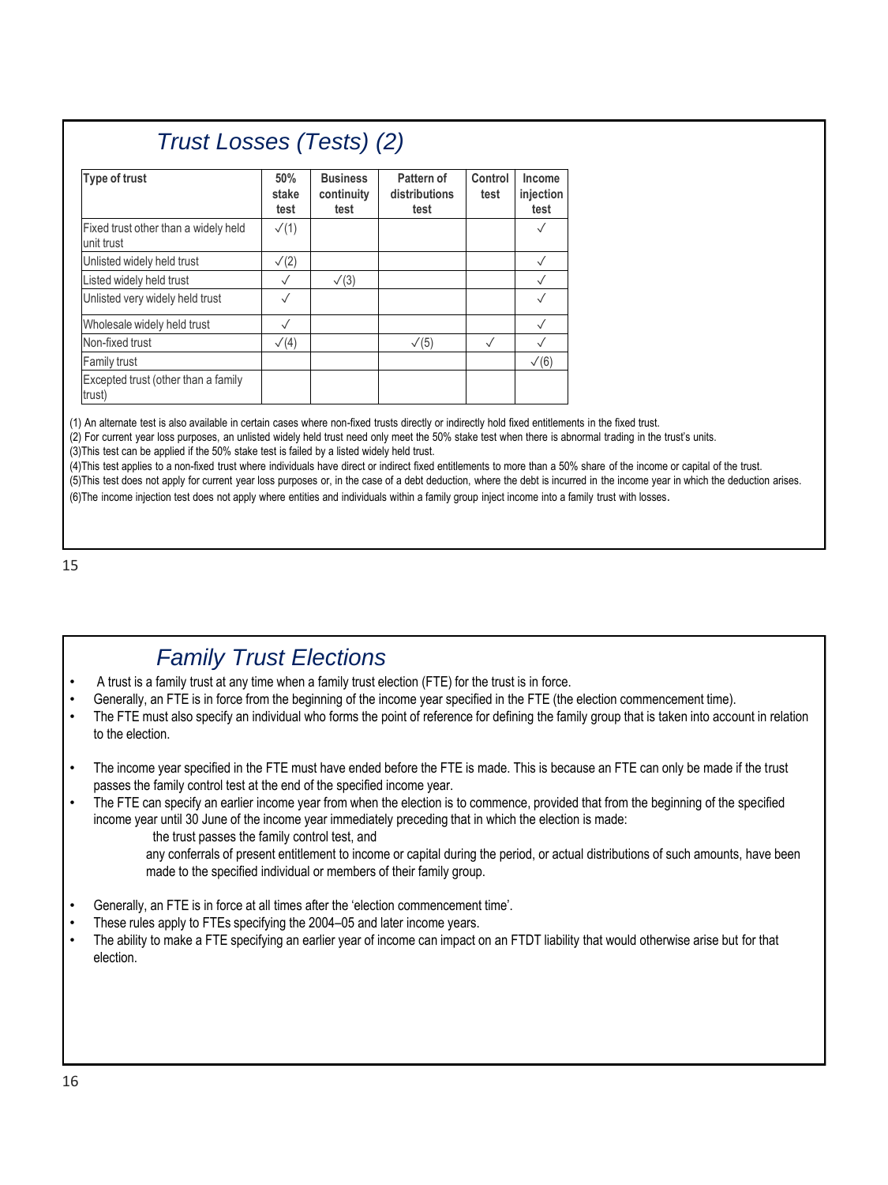## Trust Losses (Tests) (2)

| Type of trust | 50% stake test | Business continuity test | Pattern of distributions test | Control test | Income injection test |
|---|---|---|---|---|---|
| Fixed trust other than a widely held unit trust | ✓(1) | | | | ✓ |
| Unlisted widely held trust | ✓(2) | | | | ✓ |
| Listed widely held trust | ✓ | ✓(3) | | | ✓ |
| Unlisted very widely held trust | ✓ | | | | ✓ |
| Wholesale widely held trust | ✓ | | | | ✓ |
| Non-fixed trust | ✓(4) | | ✓(5) | ✓ | ✓ |
| Family trust | | | | | ✓(6) |
| Excepted trust (other than a family trust) | | | | | |

(1) An alternate test is also available in certain cases where non-fixed trusts directly or indirectly hold fixed entitlements in the fixed trust.

(2) For current year loss purposes, an unlisted widely held trust need only meet the 50% stake test when there is abnormal trading in the trust's units.

(3)This test can be applied if the 50% stake test is failed by a listed widely held trust.

(4)This test applies to a non-fixed trust where individuals have direct or indirect fixed entitlements to more than a 50% share of the income or capital of the trust.

(5)This test does not apply for current year loss purposes or, in the case of a debt deduction, where the debt is incurred in the income year in which the deduction arises.

(6)The income injection test does not apply where entities and individuals within a family group inject income into a family trust with losses.

## Family Trust Elections

- A trust is a family trust at any time when a family trust election (FTE) for the trust is in force.
- Generally, an FTE is in force from the beginning of the income year specified in the FTE (the election commencement time).
- The FTE must also specify an individual who forms the point of reference for defining the family group that is taken into account in relation to the election.
- The income year specified in the FTE must have ended before the FTE is made. This is because an FTE can only be made if the trust passes the family control test at the end of the specified income year.
- The FTE can specify an earlier income year from when the election is to commence, provided that from the beginning of the specified income year until 30 June of the income year immediately preceding that in which the election is made:
  - the trust passes the family control test, and
  - any conferrals of present entitlement to income or capital during the period, or actual distributions of such amounts, have been made to the specified individual or members of their family group.
- Generally, an FTE is in force at all times after the 'election commencement time'.
- These rules apply to FTEs specifying the 2004–05 and later income years.
- The ability to make a FTE specifying an earlier year of income can impact on an FTDT liability that would otherwise arise but for that election.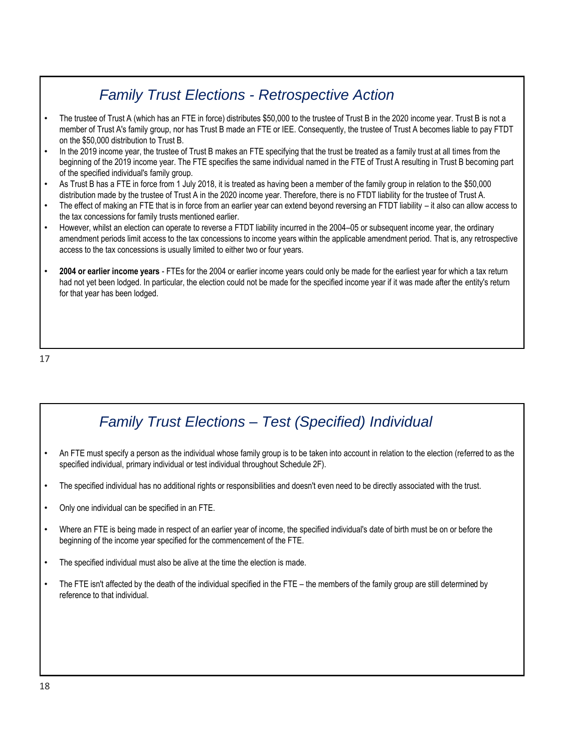## Family Trust Elections - Retrospective Action

- The trustee of Trust A (which has an FTE in force) distributes $50,000 to the trustee of Trust B in the 2020 income year. Trust B is not a member of Trust A's family group, nor has Trust B made an FTE or IEE. Consequently, the trustee of Trust A becomes liable to pay FTDT on the $50,000 distribution to Trust B.
- In the 2019 income year, the trustee of Trust B makes an FTE specifying that the trust be treated as a family trust at all times from the beginning of the 2019 income year. The FTE specifies the same individual named in the FTE of Trust A resulting in Trust B becoming part of the specified individual's family group.
- As Trust B has a FTE in force from 1 July 2018, it is treated as having been a member of the family group in relation to the $50,000 distribution made by the trustee of Trust A in the 2020 income year. Therefore, there is no FTDT liability for the trustee of Trust A.
- The effect of making an FTE that is in force from an earlier year can extend beyond reversing an FTDT liability – it also can allow access to the tax concessions for family trusts mentioned earlier.
- However, whilst an election can operate to reverse a FTDT liability incurred in the 2004–05 or subsequent income year, the ordinary amendment periods limit access to the tax concessions to income years within the applicable amendment period. That is, any retrospective access to the tax concessions is usually limited to either two or four years.
- **2004 or earlier income years** - FTEs for the 2004 or earlier income years could only be made for the earliest year for which a tax return had not yet been lodged. In particular, the election could not be made for the specified income year if it was made after the entity's return for that year has been lodged.

## Family Trust Elections – Test (Specified) Individual

- An FTE must specify a person as the individual whose family group is to be taken into account in relation to the election (referred to as the specified individual, primary individual or test individual throughout Schedule 2F).
- The specified individual has no additional rights or responsibilities and doesn't even need to be directly associated with the trust.
- Only one individual can be specified in an FTE.
- Where an FTE is being made in respect of an earlier year of income, the specified individual's date of birth must be on or before the beginning of the income year specified for the commencement of the FTE.
- The specified individual must also be alive at the time the election is made.
- The FTE isn't affected by the death of the individual specified in the FTE – the members of the family group are still determined by reference to that individual.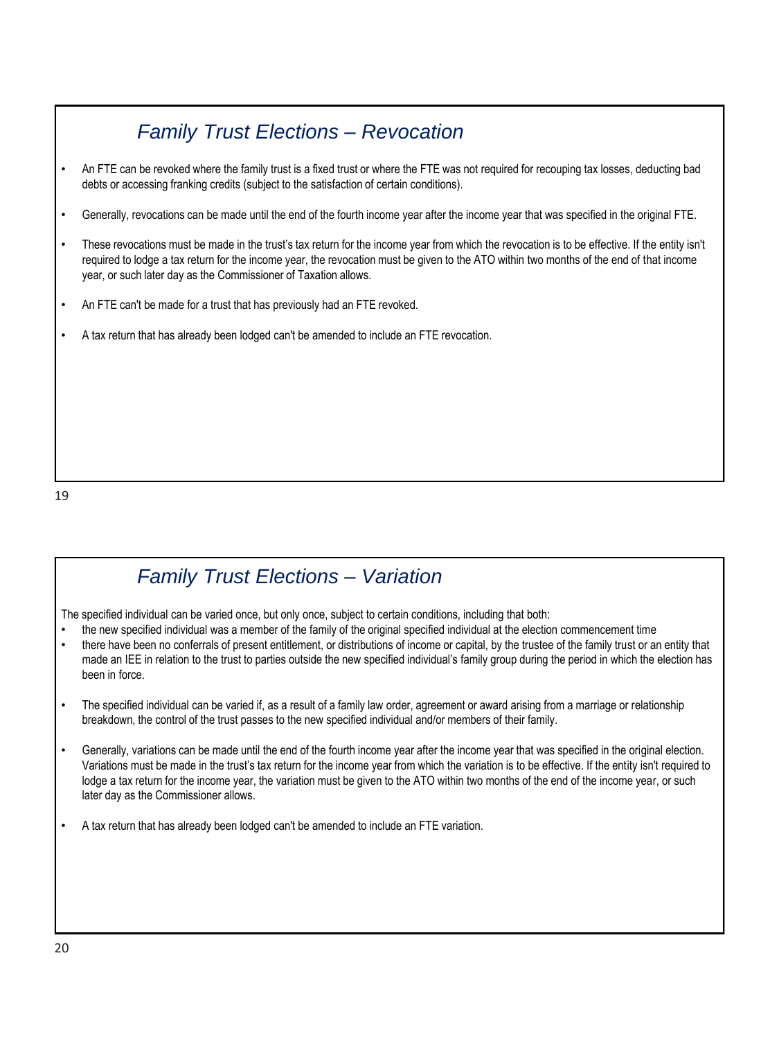## Family Trust Elections – Revocation

- An FTE can be revoked where the family trust is a fixed trust or where the FTE was not required for recouping tax losses, deducting bad debts or accessing franking credits (subject to the satisfaction of certain conditions).
- Generally, revocations can be made until the end of the fourth income year after the income year that was specified in the original FTE.
- These revocations must be made in the trust's tax return for the income year from which the revocation is to be effective. If the entity isn't required to lodge a tax return for the income year, the revocation must be given to the ATO within two months of the end of that income year, or such later day as the Commissioner of Taxation allows.
- An FTE can't be made for a trust that has previously had an FTE revoked.
- A tax return that has already been lodged can't be amended to include an FTE revocation.

## Family Trust Elections – Variation

The specified individual can be varied once, but only once, subject to certain conditions, including that both:

- the new specified individual was a member of the family of the original specified individual at the election commencement time
- there have been no conferrals of present entitlement, or distributions of income or capital, by the trustee of the family trust or an entity that made an IEE in relation to the trust to parties outside the new specified individual's family group during the period in which the election has been in force.
- The specified individual can be varied if, as a result of a family law order, agreement or award arising from a marriage or relationship breakdown, the control of the trust passes to the new specified individual and/or members of their family.
- Generally, variations can be made until the end of the fourth income year after the income year that was specified in the original election. Variations must be made in the trust's tax return for the income year from which the variation is to be effective. If the entity isn't required to lodge a tax return for the income year, the variation must be given to the ATO within two months of the end of the income year, or such later day as the Commissioner allows.
- A tax return that has already been lodged can't be amended to include an FTE variation.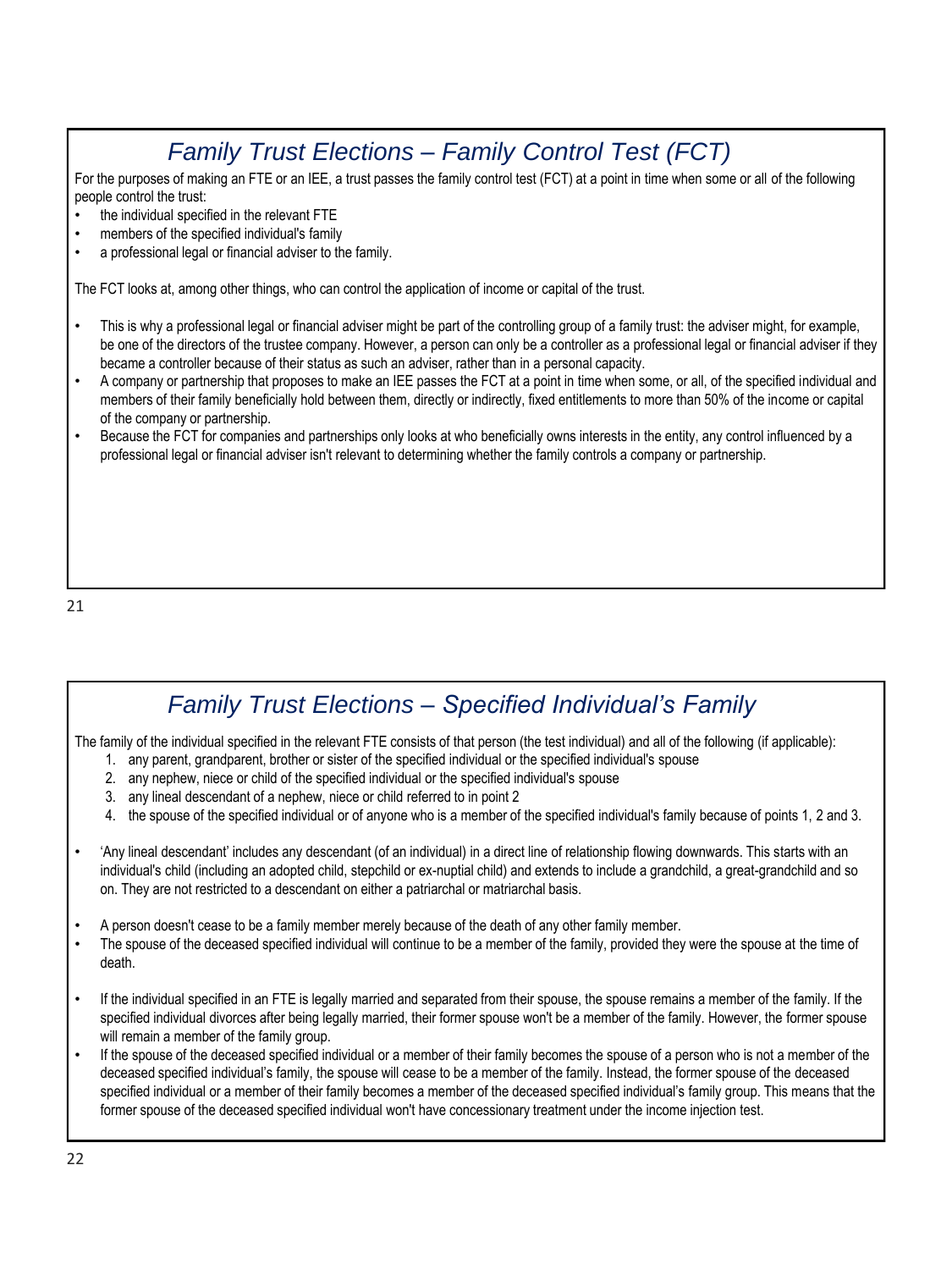## Family Trust Elections – Family Control Test (FCT)

For the purposes of making an FTE or an IEE, a trust passes the family control test (FCT) at a point in time when some or all of the following people control the trust:

- the individual specified in the relevant FTE
- members of the specified individual's family
- a professional legal or financial adviser to the family.

The FCT looks at, among other things, who can control the application of income or capital of the trust.

- This is why a professional legal or financial adviser might be part of the controlling group of a family trust: the adviser might, for example, be one of the directors of the trustee company. However, a person can only be a controller as a professional legal or financial adviser if they became a controller because of their status as such an adviser, rather than in a personal capacity.
- A company or partnership that proposes to make an IEE passes the FCT at a point in time when some, or all, of the specified individual and members of their family beneficially hold between them, directly or indirectly, fixed entitlements to more than 50% of the income or capital of the company or partnership.
- Because the FCT for companies and partnerships only looks at who beneficially owns interests in the entity, any control influenced by a professional legal or financial adviser isn't relevant to determining whether the family controls a company or partnership.

## Family Trust Elections – Specified Individual's Family

The family of the individual specified in the relevant FTE consists of that person (the test individual) and all of the following (if applicable):

1. any parent, grandparent, brother or sister of the specified individual or the specified individual's spouse
2. any nephew, niece or child of the specified individual or the specified individual's spouse
3. any lineal descendant of a nephew, niece or child referred to in point 2
4. the spouse of the specified individual or of anyone who is a member of the specified individual's family because of points 1, 2 and 3.

- 'Any lineal descendant' includes any descendant (of an individual) in a direct line of relationship flowing downwards. This starts with an individual's child (including an adopted child, stepchild or ex-nuptial child) and extends to include a grandchild, a great-grandchild and so on. They are not restricted to a descendant on either a patriarchal or matriarchal basis.

- A person doesn't cease to be a family member merely because of the death of any other family member.
- The spouse of the deceased specified individual will continue to be a member of the family, provided they were the spouse at the time of death.

- If the individual specified in an FTE is legally married and separated from their spouse, the spouse remains a member of the family. If the specified individual divorces after being legally married, their former spouse won't be a member of the family. However, the former spouse will remain a member of the family group.
- If the spouse of the deceased specified individual or a member of their family becomes the spouse of a person who is not a member of the deceased specified individual's family, the spouse will cease to be a member of the family. Instead, the former spouse of the deceased specified individual or a member of their family becomes a member of the deceased specified individual's family group. This means that the former spouse of the deceased specified individual won't have concessionary treatment under the income injection test.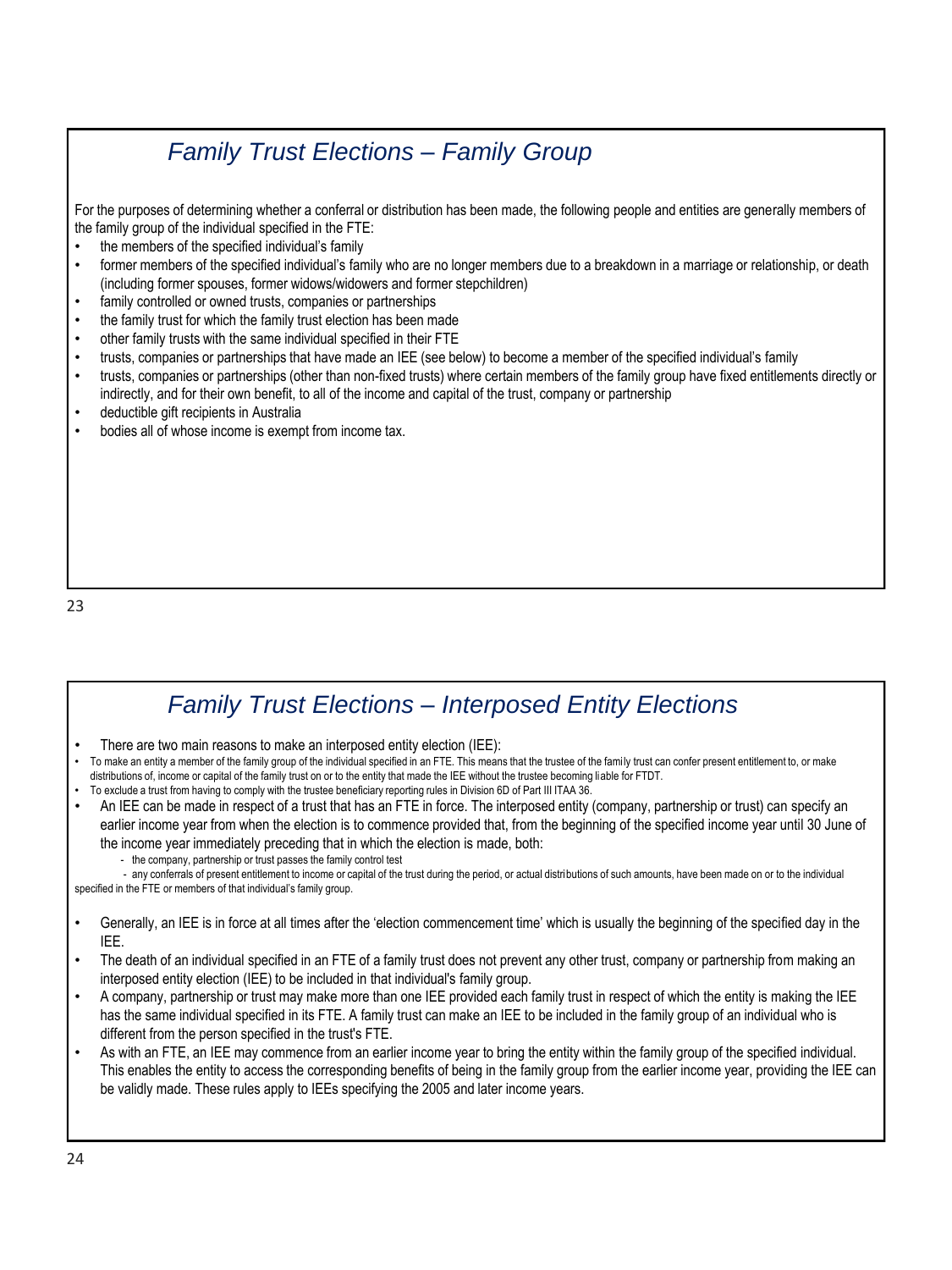## *Family Trust Elections – Family Group*

For the purposes of determining whether a conferral or distribution has been made, the following people and entities are generally members of the family group of the individual specified in the FTE:

- the members of the specified individual's family
- former members of the specified individual's family who are no longer members due to a breakdown in a marriage or relationship, or death (including former spouses, former widows/widowers and former stepchildren)
- family controlled or owned trusts, companies or partnerships
- the family trust for which the family trust election has been made
- other family trusts with the same individual specified in their FTE
- trusts, companies or partnerships that have made an IEE (see below) to become a member of the specified individual's family
- trusts, companies or partnerships (other than non-fixed trusts) where certain members of the family group have fixed entitlements directly or indirectly, and for their own benefit, to all of the income and capital of the trust, company or partnership
- deductible gift recipients in Australia
- bodies all of whose income is exempt from income tax.

## *Family Trust Elections – Interposed Entity Elections*

- There are two main reasons to make an interposed entity election (IEE):
- To make an entity a member of the family group of the individual specified in an FTE. This means that the trustee of the family trust can confer present entitlement to, or make distributions of, income or capital of the family trust on or to the entity that made the IEE without the trustee becoming liable for FTDT.
- To exclude a trust from having to comply with the trustee beneficiary reporting rules in Division 6D of Part III ITAA 36.
- An IEE can be made in respect of a trust that has an FTE in force. The interposed entity (company, partnership or trust) can specify an earlier income year from when the election is to commence provided that, from the beginning of the specified income year until 30 June of the income year immediately preceding that in which the election is made, both:
  - the company, partnership or trust passes the family control test
  - any conferrals of present entitlement to income or capital of the trust during the period, or actual distributions of such amounts, have been made on or to the individual specified in the FTE or members of that individual's family group.
- Generally, an IEE is in force at all times after the 'election commencement time' which is usually the beginning of the specified day in the IEE.
- The death of an individual specified in an FTE of a family trust does not prevent any other trust, company or partnership from making an interposed entity election (IEE) to be included in that individual's family group.
- A company, partnership or trust may make more than one IEE provided each family trust in respect of which the entity is making the IEE has the same individual specified in its FTE. A family trust can make an IEE to be included in the family group of an individual who is different from the person specified in the trust's FTE.
- As with an FTE, an IEE may commence from an earlier income year to bring the entity within the family group of the specified individual. This enables the entity to access the corresponding benefits of being in the family group from the earlier income year, providing the IEE can be validly made. These rules apply to IEEs specifying the 2005 and later income years.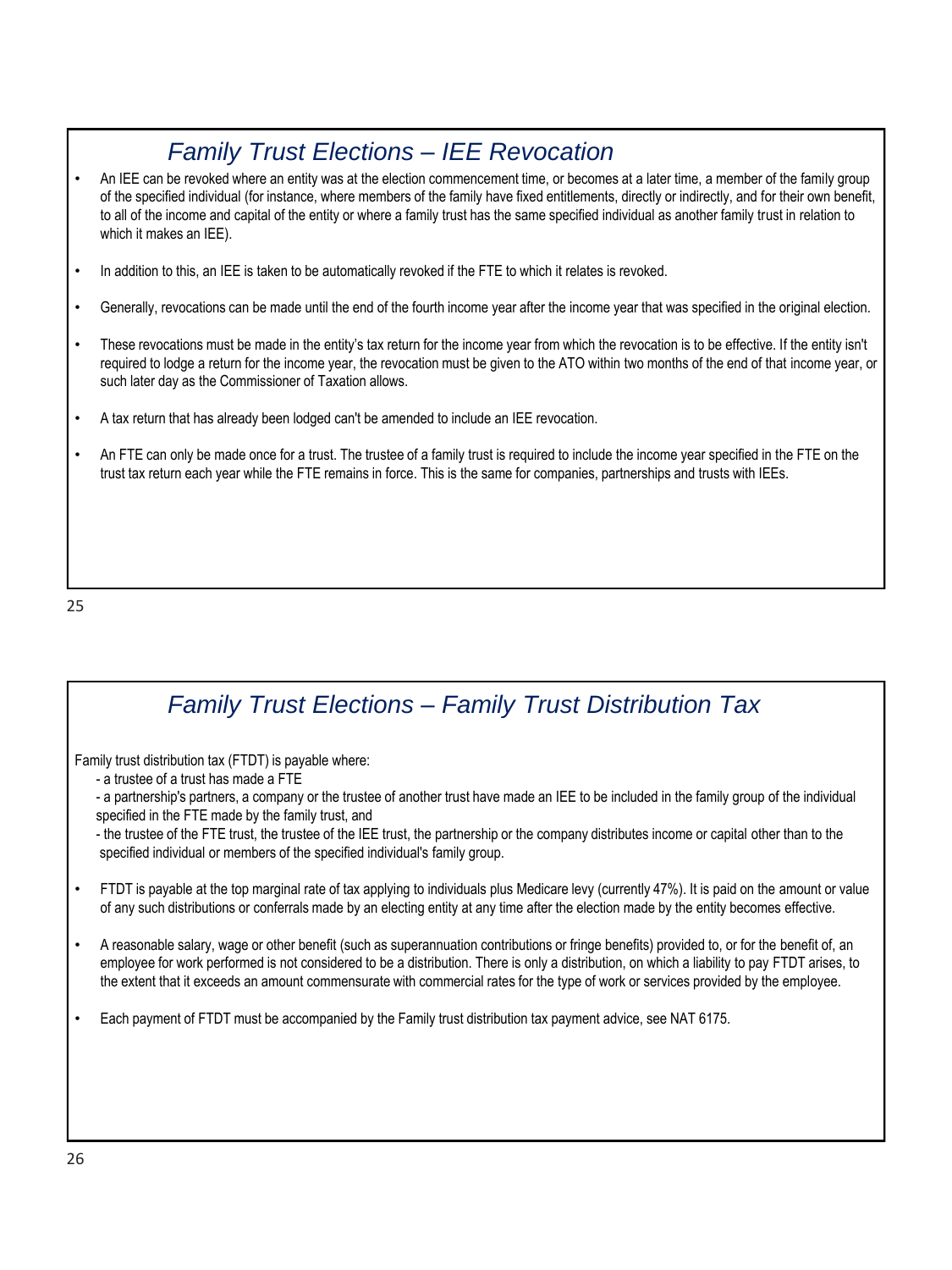## Family Trust Elections – IEE Revocation

- An IEE can be revoked where an entity was at the election commencement time, or becomes at a later time, a member of the family group of the specified individual (for instance, where members of the family have fixed entitlements, directly or indirectly, and for their own benefit, to all of the income and capital of the entity or where a family trust has the same specified individual as another family trust in relation to which it makes an IEE).
- In addition to this, an IEE is taken to be automatically revoked if the FTE to which it relates is revoked.
- Generally, revocations can be made until the end of the fourth income year after the income year that was specified in the original election.
- These revocations must be made in the entity's tax return for the income year from which the revocation is to be effective. If the entity isn't required to lodge a return for the income year, the revocation must be given to the ATO within two months of the end of that income year, or such later day as the Commissioner of Taxation allows.
- A tax return that has already been lodged can't be amended to include an IEE revocation.
- An FTE can only be made once for a trust. The trustee of a family trust is required to include the income year specified in the FTE on the trust tax return each year while the FTE remains in force. This is the same for companies, partnerships and trusts with IEEs.

## Family Trust Elections – Family Trust Distribution Tax

Family trust distribution tax (FTDT) is payable where:

- a trustee of a trust has made a FTE
- a partnership's partners, a company or the trustee of another trust have made an IEE to be included in the family group of the individual specified in the FTE made by the family trust, and
- the trustee of the FTE trust, the trustee of the IEE trust, the partnership or the company distributes income or capital other than to the specified individual or members of the specified individual's family group.

- FTDT is payable at the top marginal rate of tax applying to individuals plus Medicare levy (currently 47%). It is paid on the amount or value of any such distributions or conferrals made by an electing entity at any time after the election made by the entity becomes effective.
- A reasonable salary, wage or other benefit (such as superannuation contributions or fringe benefits) provided to, or for the benefit of, an employee for work performed is not considered to be a distribution. There is only a distribution, on which a liability to pay FTDT arises, to the extent that it exceeds an amount commensurate with commercial rates for the type of work or services provided by the employee.
- Each payment of FTDT must be accompanied by the Family trust distribution tax payment advice, see NAT 6175.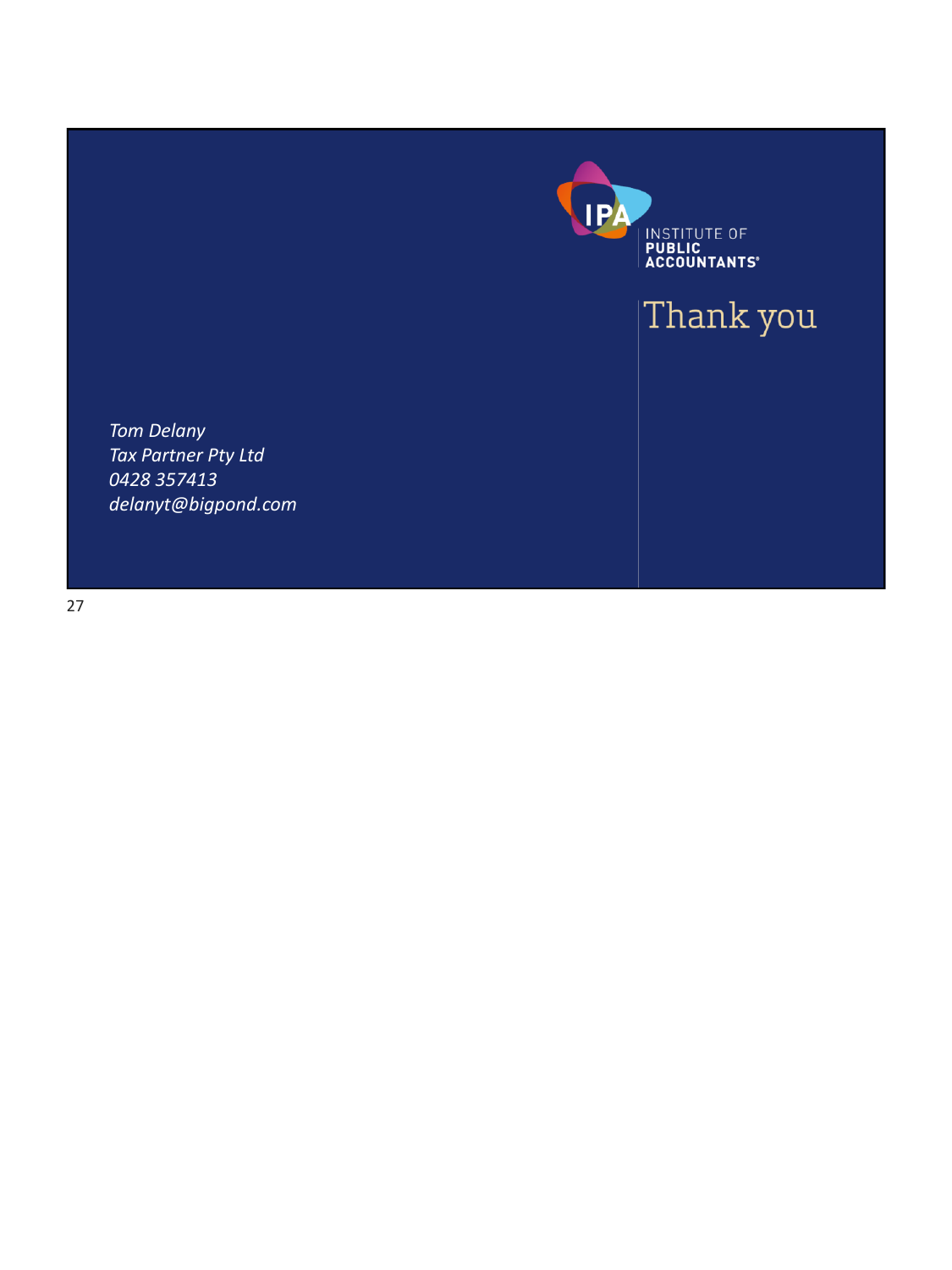INSTITUTE OF
**PUBLIC ACCOUNTANTS**®

# Thank you

*Tom Delany*
*Tax Partner Pty Ltd*
*0428 357413*
*delanyt@bigpond.com*